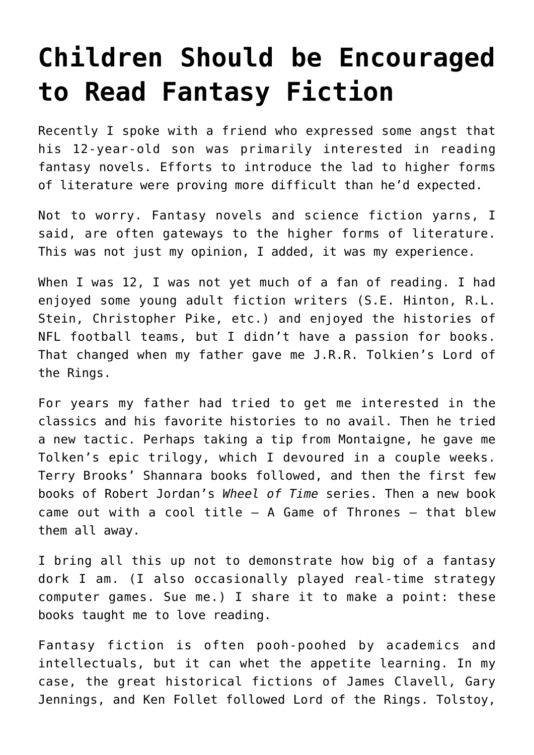# Children Should be Encouraged to Read Fantasy Fiction

Recently I spoke with a friend who expressed some angst that his 12-year-old son was primarily interested in reading fantasy novels. Efforts to introduce the lad to higher forms of literature were proving more difficult than he'd expected.

Not to worry. Fantasy novels and science fiction yarns, I said, are often gateways to the higher forms of literature. This was not just my opinion, I added, it was my experience.

When I was 12, I was not yet much of a fan of reading. I had enjoyed some young adult fiction writers (S.E. Hinton, R.L. Stein, Christopher Pike, etc.) and enjoyed the histories of NFL football teams, but I didn't have a passion for books. That changed when my father gave me J.R.R. Tolkien's Lord of the Rings.

For years my father had tried to get me interested in the classics and his favorite histories to no avail. Then he tried a new tactic. Perhaps taking a tip from Montaigne, he gave me Tolken's epic trilogy, which I devoured in a couple weeks. Terry Brooks' Shannara books followed, and then the first few books of Robert Jordan's *Wheel of Time* series. Then a new book came out with a cool title – A Game of Thrones – that blew them all away.

I bring all this up not to demonstrate how big of a fantasy dork I am. (I also occasionally played real-time strategy computer games. Sue me.) I share it to make a point: these books taught me to love reading.

Fantasy fiction is often pooh-poohed by academics and intellectuals, but it can whet the appetite learning. In my case, the great historical fictions of James Clavell, Gary Jennings, and Ken Follet followed Lord of the Rings. Tolstoy,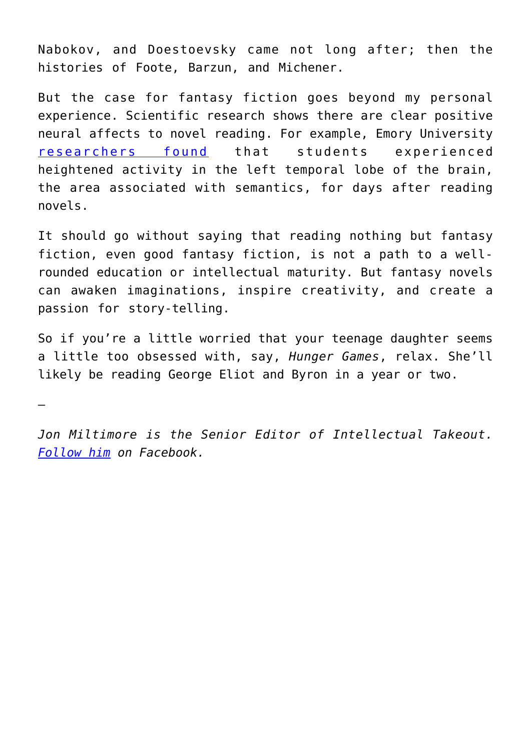Nabokov, and Doestoevsky came not long after; then the histories of Foote, Barzun, and Michener.

But the case for fantasy fiction goes beyond my personal experience. Scientific research shows there are clear positive neural affects to novel reading. For example, Emory University [researchers found](#) that students experienced heightened activity in the left temporal lobe of the brain, the area associated with semantics, for days after reading novels.

It should go without saying that reading nothing but fantasy fiction, even good fantasy fiction, is not a path to a well-rounded education or intellectual maturity. But fantasy novels can awaken imaginations, inspire creativity, and create a passion for story-telling.

So if you're a little worried that your teenage daughter seems a little too obsessed with, say, *Hunger Games*, relax. She'll likely be reading George Eliot and Byron in a year or two.

—

*Jon Miltimore is the Senior Editor of Intellectual Takeout. [Follow him](#) on Facebook.*